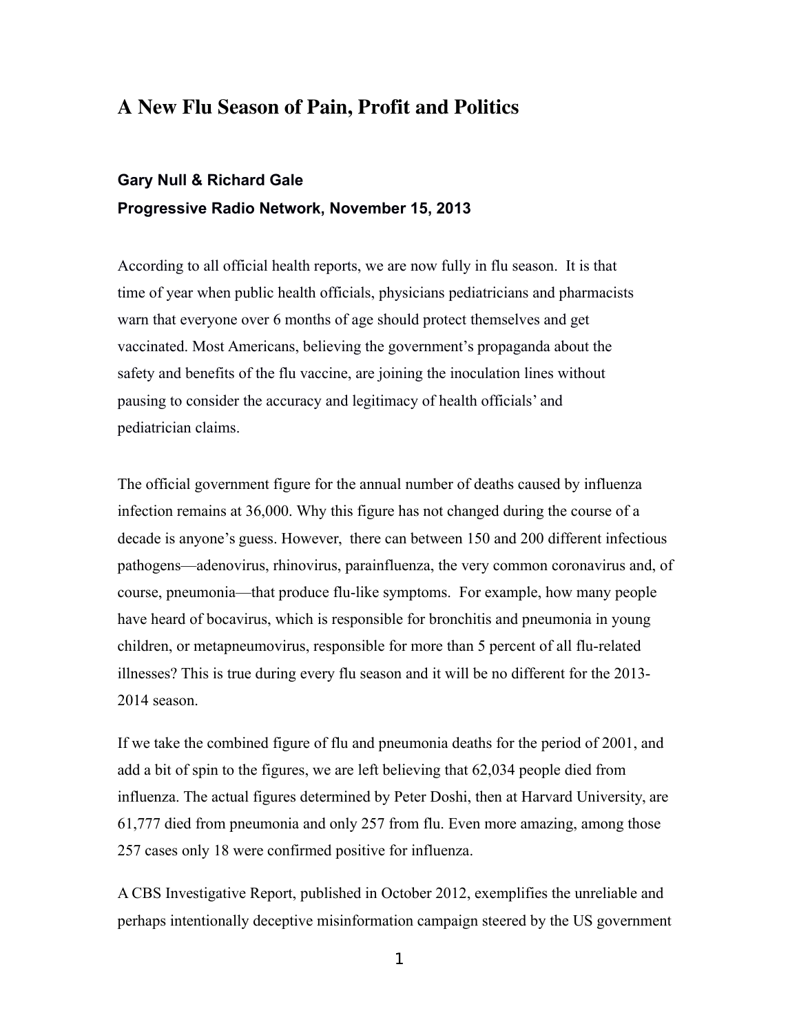# A New Flu Season of Pain, Profit and Politics

**Gary Null & Richard Gale**

**Progressive Radio Network, November 15, 2013**

According to all official health reports, we are now fully in flu season. It is that time of year when public health officials, physicians pediatricians and pharmacists warn that everyone over 6 months of age should protect themselves and get vaccinated. Most Americans, believing the government's propaganda about the safety and benefits of the flu vaccine, are joining the inoculation lines without pausing to consider the accuracy and legitimacy of health officials' and pediatrician claims.

The official government figure for the annual number of deaths caused by influenza infection remains at 36,000. Why this figure has not changed during the course of a decade is anyone's guess. However, there can between 150 and 200 different infectious pathogens—adenovirus, rhinovirus, parainfluenza, the very common coronavirus and, of course, pneumonia—that produce flu-like symptoms. For example, how many people have heard of bocavirus, which is responsible for bronchitis and pneumonia in young children, or metapneumovirus, responsible for more than 5 percent of all flu-related illnesses? This is true during every flu season and it will be no different for the 2013-2014 season.

If we take the combined figure of flu and pneumonia deaths for the period of 2001, and add a bit of spin to the figures, we are left believing that 62,034 people died from influenza. The actual figures determined by Peter Doshi, then at Harvard University, are 61,777 died from pneumonia and only 257 from flu. Even more amazing, among those 257 cases only 18 were confirmed positive for influenza.

A CBS Investigative Report, published in October 2012, exemplifies the unreliable and perhaps intentionally deceptive misinformation campaign steered by the US government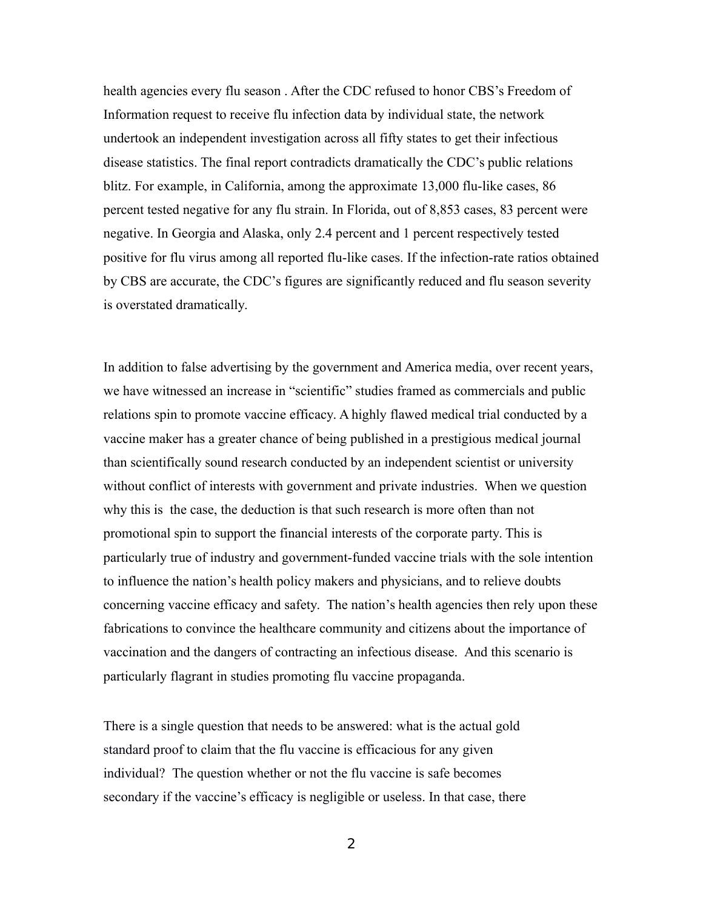health agencies every flu season . After the CDC refused to honor CBS's Freedom of Information request to receive flu infection data by individual state, the network undertook an independent investigation across all fifty states to get their infectious disease statistics. The final report contradicts dramatically the CDC's public relations blitz. For example, in California, among the approximate 13,000 flu-like cases, 86 percent tested negative for any flu strain. In Florida, out of 8,853 cases, 83 percent were negative. In Georgia and Alaska, only 2.4 percent and 1 percent respectively tested positive for flu virus among all reported flu-like cases. If the infection-rate ratios obtained by CBS are accurate, the CDC's figures are significantly reduced and flu season severity is overstated dramatically.

In addition to false advertising by the government and America media, over recent years, we have witnessed an increase in "scientific" studies framed as commercials and public relations spin to promote vaccine efficacy. A highly flawed medical trial conducted by a vaccine maker has a greater chance of being published in a prestigious medical journal than scientifically sound research conducted by an independent scientist or university without conflict of interests with government and private industries. When we question why this is the case, the deduction is that such research is more often than not promotional spin to support the financial interests of the corporate party. This is particularly true of industry and government-funded vaccine trials with the sole intention to influence the nation's health policy makers and physicians, and to relieve doubts concerning vaccine efficacy and safety. The nation's health agencies then rely upon these fabrications to convince the healthcare community and citizens about the importance of vaccination and the dangers of contracting an infectious disease. And this scenario is particularly flagrant in studies promoting flu vaccine propaganda.

There is a single question that needs to be answered: what is the actual gold standard proof to claim that the flu vaccine is efficacious for any given individual? The question whether or not the flu vaccine is safe becomes secondary if the vaccine's efficacy is negligible or useless. In that case, there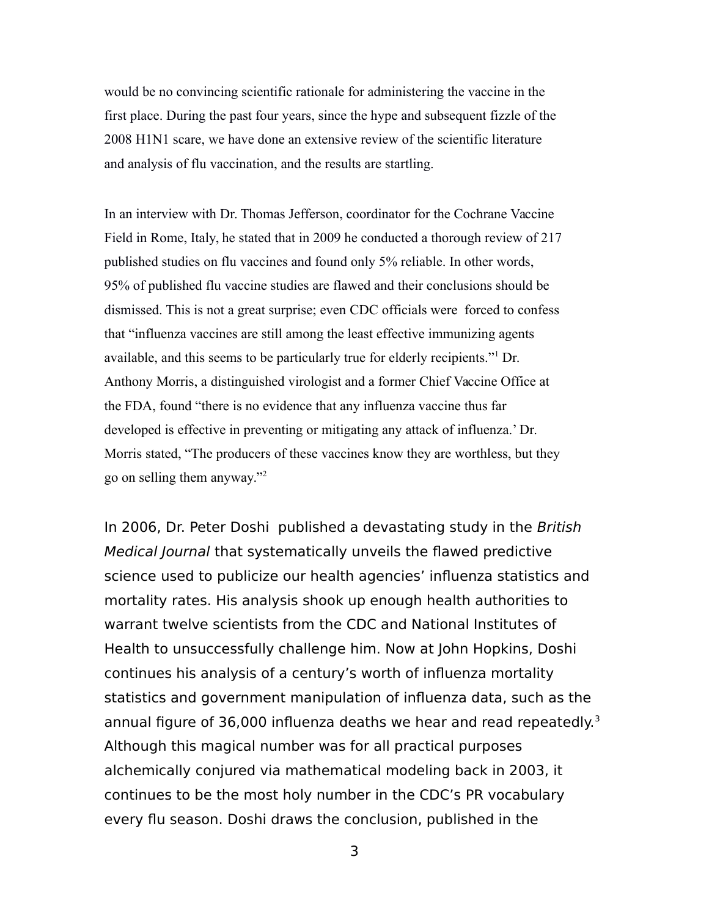would be no convincing scientific rationale for administering the vaccine in the first place. During the past four years, since the hype and subsequent fizzle of the 2008 H1N1 scare, we have done an extensive review of the scientific literature and analysis of flu vaccination, and the results are startling.

In an interview with Dr. Thomas Jefferson, coordinator for the Cochrane Vaccine Field in Rome, Italy, he stated that in 2009 he conducted a thorough review of 217 published studies on flu vaccines and found only 5% reliable. In other words, 95% of published flu vaccine studies are flawed and their conclusions should be dismissed. This is not a great surprise; even CDC officials were forced to confess that "influenza vaccines are still among the least effective immunizing agents available, and this seems to be particularly true for elderly recipients."[1] Dr. Anthony Morris, a distinguished virologist and a former Chief Vaccine Office at the FDA, found "there is no evidence that any influenza vaccine thus far developed is effective in preventing or mitigating any attack of influenza.' Dr. Morris stated, "The producers of these vaccines know they are worthless, but they go on selling them anyway."[2]

In 2006, Dr. Peter Doshi published a devastating study in the *British Medical Journal* that systematically unveils the flawed predictive science used to publicize our health agencies' influenza statistics and mortality rates. His analysis shook up enough health authorities to warrant twelve scientists from the CDC and National Institutes of Health to unsuccessfully challenge him. Now at John Hopkins, Doshi continues his analysis of a century's worth of influenza mortality statistics and government manipulation of influenza data, such as the annual figure of 36,000 influenza deaths we hear and read repeatedly.[3] Although this magical number was for all practical purposes alchemically conjured via mathematical modeling back in 2003, it continues to be the most holy number in the CDC's PR vocabulary every flu season. Doshi draws the conclusion, published in the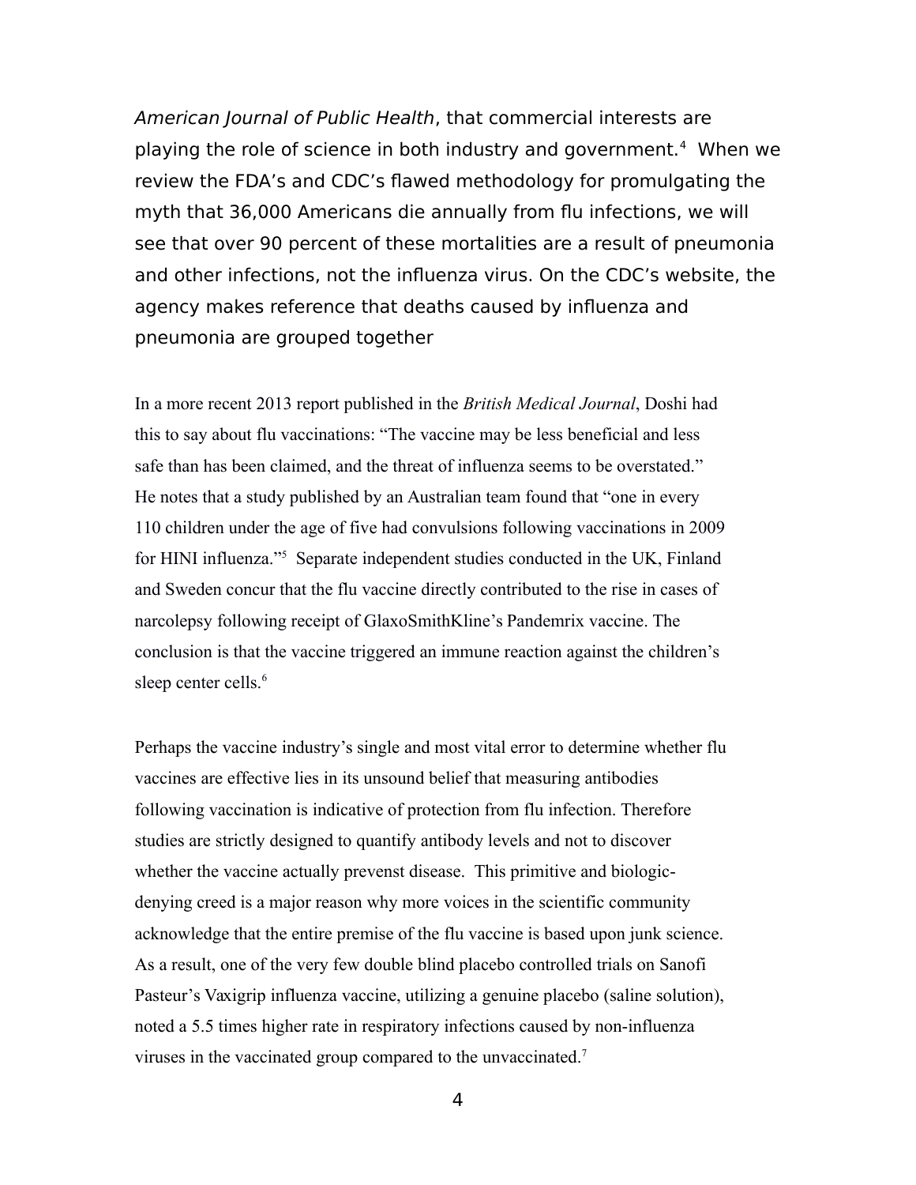*American Journal of Public Health*, that commercial interests are playing the role of science in both industry and government.[4] When we review the FDA's and CDC's flawed methodology for promulgating the myth that 36,000 Americans die annually from flu infections, we will see that over 90 percent of these mortalities are a result of pneumonia and other infections, not the influenza virus. On the CDC's website, the agency makes reference that deaths caused by influenza and pneumonia are grouped together

In a more recent 2013 report published in the *British Medical Journal*, Doshi had this to say about flu vaccinations: "The vaccine may be less beneficial and less safe than has been claimed, and the threat of influenza seems to be overstated." He notes that a study published by an Australian team found that "one in every 110 children under the age of five had convulsions following vaccinations in 2009 for HINI influenza."[5] Separate independent studies conducted in the UK, Finland and Sweden concur that the flu vaccine directly contributed to the rise in cases of narcolepsy following receipt of GlaxoSmithKline's Pandemrix vaccine. The conclusion is that the vaccine triggered an immune reaction against the children's sleep center cells.[6]

Perhaps the vaccine industry's single and most vital error to determine whether flu vaccines are effective lies in its unsound belief that measuring antibodies following vaccination is indicative of protection from flu infection. Therefore studies are strictly designed to quantify antibody levels and not to discover whether the vaccine actually prevenst disease. This primitive and biologic-denying creed is a major reason why more voices in the scientific community acknowledge that the entire premise of the flu vaccine is based upon junk science. As a result, one of the very few double blind placebo controlled trials on Sanofi Pasteur's Vaxigrip influenza vaccine, utilizing a genuine placebo (saline solution), noted a 5.5 times higher rate in respiratory infections caused by non-influenza viruses in the vaccinated group compared to the unvaccinated.[7]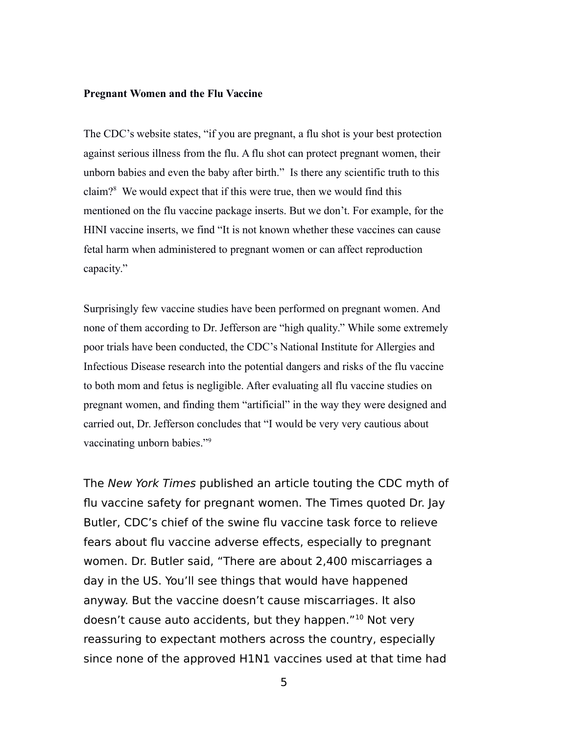**Pregnant Women and the Flu Vaccine**

The CDC's website states, "if you are pregnant, a flu shot is your best protection against serious illness from the flu. A flu shot can protect pregnant women, their unborn babies and even the baby after birth." Is there any scientific truth to this claim?[8] We would expect that if this were true, then we would find this mentioned on the flu vaccine package inserts. But we don't. For example, for the HINI vaccine inserts, we find "It is not known whether these vaccines can cause fetal harm when administered to pregnant women or can affect reproduction capacity."

Surprisingly few vaccine studies have been performed on pregnant women. And none of them according to Dr. Jefferson are "high quality." While some extremely poor trials have been conducted, the CDC's National Institute for Allergies and Infectious Disease research into the potential dangers and risks of the flu vaccine to both mom and fetus is negligible. After evaluating all flu vaccine studies on pregnant women, and finding them "artificial" in the way they were designed and carried out, Dr. Jefferson concludes that "I would be very very cautious about vaccinating unborn babies."[9]

The *New York Times* published an article touting the CDC myth of flu vaccine safety for pregnant women. The Times quoted Dr. Jay Butler, CDC's chief of the swine flu vaccine task force to relieve fears about flu vaccine adverse effects, especially to pregnant women. Dr. Butler said, "There are about 2,400 miscarriages a day in the US. You'll see things that would have happened anyway. But the vaccine doesn't cause miscarriages. It also doesn't cause auto accidents, but they happen."[10] Not very reassuring to expectant mothers across the country, especially since none of the approved H1N1 vaccines used at that time had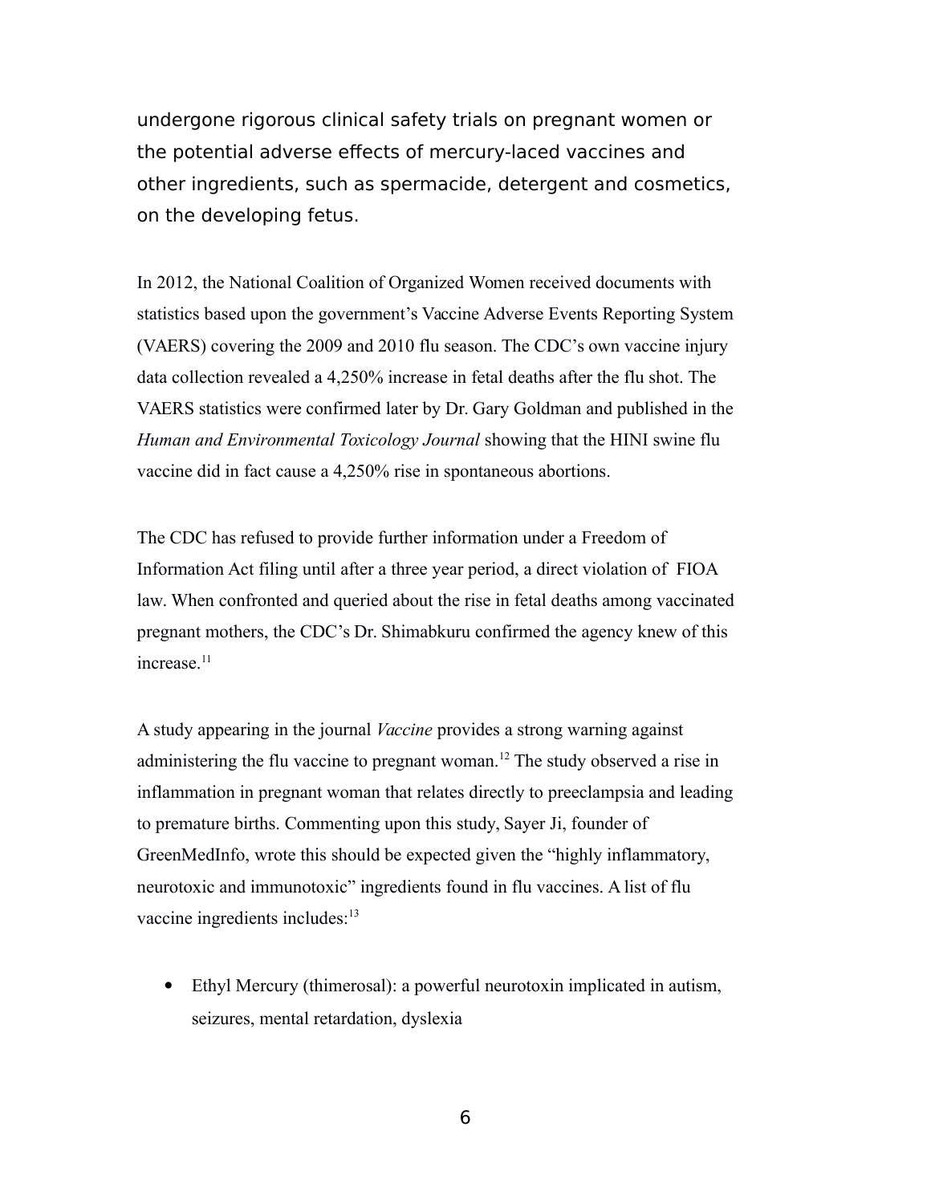undergone rigorous clinical safety trials on pregnant women or the potential adverse effects of mercury-laced vaccines and other ingredients, such as spermacide, detergent and cosmetics, on the developing fetus.

In 2012, the National Coalition of Organized Women received documents with statistics based upon the government's Vaccine Adverse Events Reporting System (VAERS) covering the 2009 and 2010 flu season. The CDC's own vaccine injury data collection revealed a 4,250% increase in fetal deaths after the flu shot. The VAERS statistics were confirmed later by Dr. Gary Goldman and published in the *Human and Environmental Toxicology Journal* showing that the HINI swine flu vaccine did in fact cause a 4,250% rise in spontaneous abortions.

The CDC has refused to provide further information under a Freedom of Information Act filing until after a three year period, a direct violation of FIOA law. When confronted and queried about the rise in fetal deaths among vaccinated pregnant mothers, the CDC's Dr. Shimabkuru confirmed the agency knew of this increase.[11]

A study appearing in the journal *Vaccine* provides a strong warning against administering the flu vaccine to pregnant woman.[12] The study observed a rise in inflammation in pregnant woman that relates directly to preeclampsia and leading to premature births. Commenting upon this study, Sayer Ji, founder of GreenMedInfo, wrote this should be expected given the "highly inflammatory, neurotoxic and immunotoxic" ingredients found in flu vaccines. A list of flu vaccine ingredients includes:[13]

- Ethyl Mercury (thimerosal): a powerful neurotoxin implicated in autism, seizures, mental retardation, dyslexia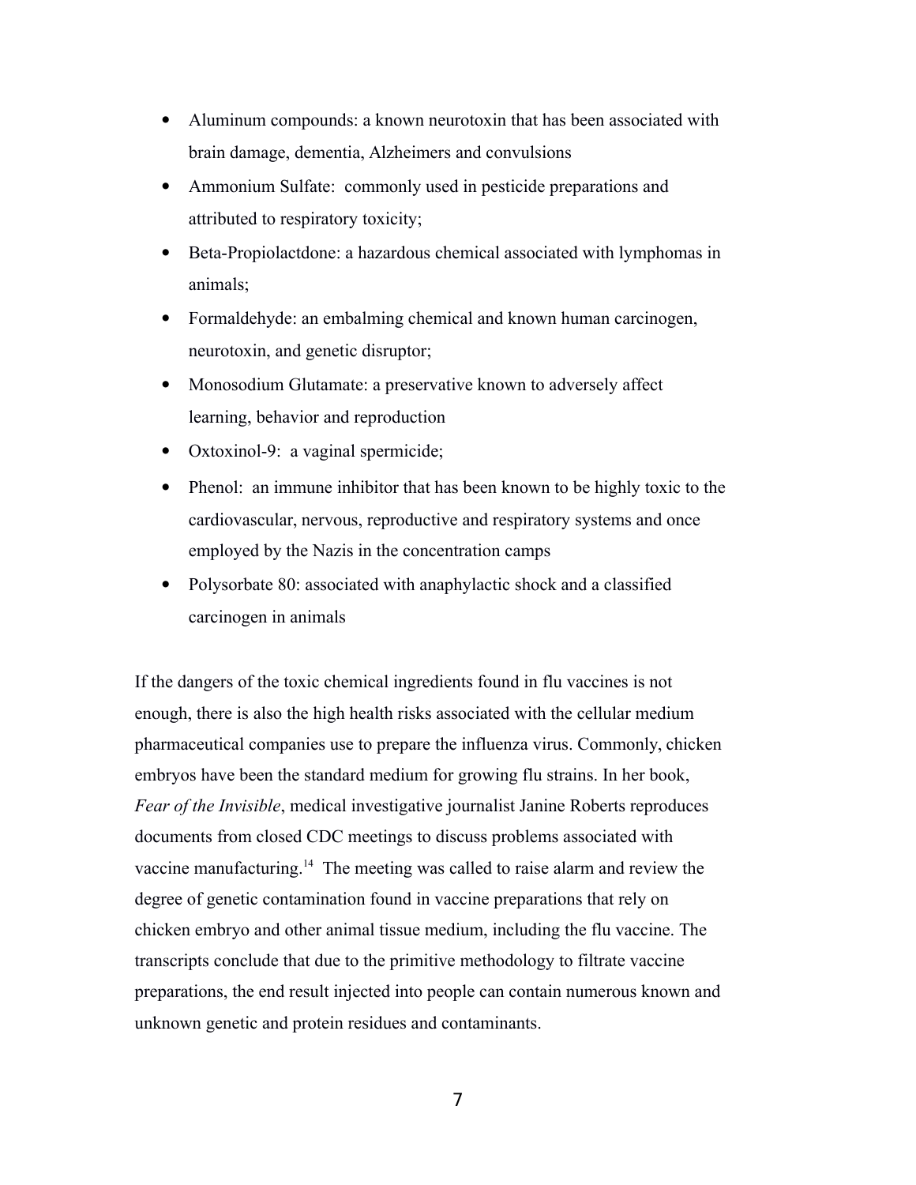- Aluminum compounds: a known neurotoxin that has been associated with brain damage, dementia, Alzheimers and convulsions
- Ammonium Sulfate: commonly used in pesticide preparations and attributed to respiratory toxicity;
- Beta-Propiolactdone: a hazardous chemical associated with lymphomas in animals;
- Formaldehyde: an embalming chemical and known human carcinogen, neurotoxin, and genetic disruptor;
- Monosodium Glutamate: a preservative known to adversely affect learning, behavior and reproduction
- Oxtoxinol-9: a vaginal spermicide;
- Phenol: an immune inhibitor that has been known to be highly toxic to the cardiovascular, nervous, reproductive and respiratory systems and once employed by the Nazis in the concentration camps
- Polysorbate 80: associated with anaphylactic shock and a classified carcinogen in animals

If the dangers of the toxic chemical ingredients found in flu vaccines is not enough, there is also the high health risks associated with the cellular medium pharmaceutical companies use to prepare the influenza virus. Commonly, chicken embryos have been the standard medium for growing flu strains. In her book, *Fear of the Invisible*, medical investigative journalist Janine Roberts reproduces documents from closed CDC meetings to discuss problems associated with vaccine manufacturing.[14] The meeting was called to raise alarm and review the degree of genetic contamination found in vaccine preparations that rely on chicken embryo and other animal tissue medium, including the flu vaccine. The transcripts conclude that due to the primitive methodology to filtrate vaccine preparations, the end result injected into people can contain numerous known and unknown genetic and protein residues and contaminants.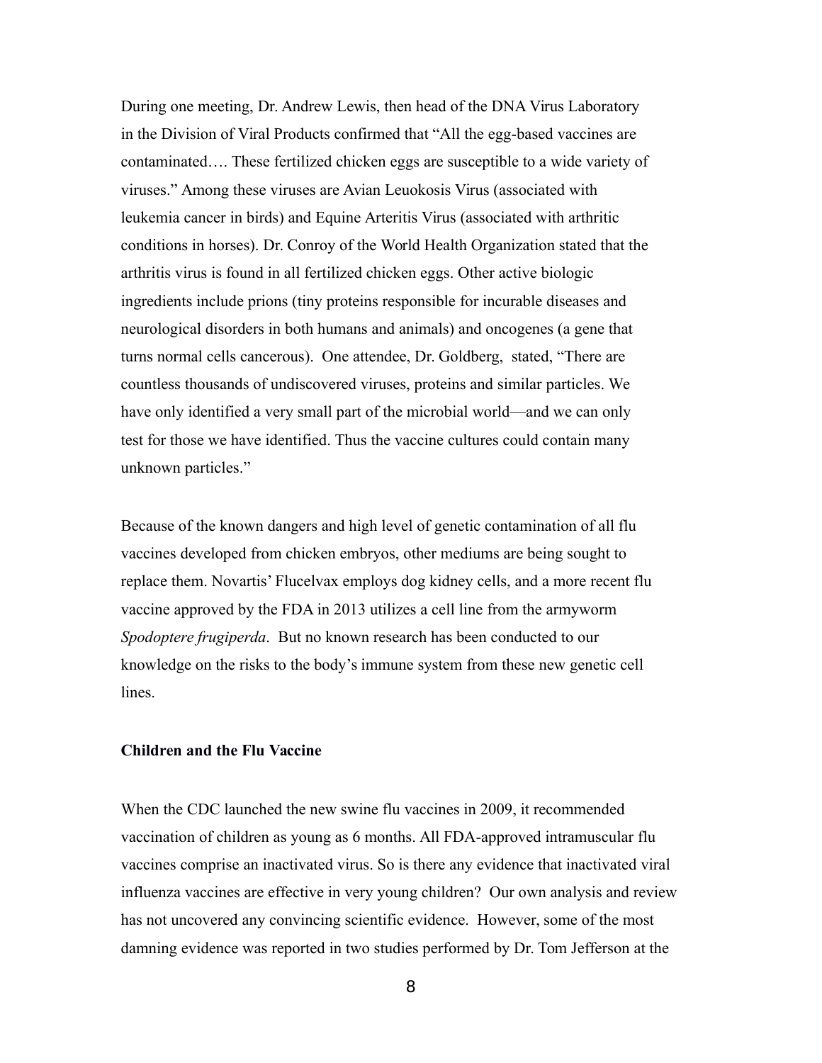During one meeting, Dr. Andrew Lewis, then head of the DNA Virus Laboratory in the Division of Viral Products confirmed that "All the egg-based vaccines are contaminated…. These fertilized chicken eggs are susceptible to a wide variety of viruses." Among these viruses are Avian Leuokosis Virus (associated with leukemia cancer in birds) and Equine Arteritis Virus (associated with arthritic conditions in horses). Dr. Conroy of the World Health Organization stated that the arthritis virus is found in all fertilized chicken eggs. Other active biologic ingredients include prions (tiny proteins responsible for incurable diseases and neurological disorders in both humans and animals) and oncogenes (a gene that turns normal cells cancerous). One attendee, Dr. Goldberg, stated, "There are countless thousands of undiscovered viruses, proteins and similar particles. We have only identified a very small part of the microbial world—and we can only test for those we have identified. Thus the vaccine cultures could contain many unknown particles."

Because of the known dangers and high level of genetic contamination of all flu vaccines developed from chicken embryos, other mediums are being sought to replace them. Novartis' Flucelvax employs dog kidney cells, and a more recent flu vaccine approved by the FDA in 2013 utilizes a cell line from the armyworm *Spodoptere frugiperda*. But no known research has been conducted to our knowledge on the risks to the body's immune system from these new genetic cell lines.

**Children and the Flu Vaccine**

When the CDC launched the new swine flu vaccines in 2009, it recommended vaccination of children as young as 6 months. All FDA-approved intramuscular flu vaccines comprise an inactivated virus. So is there any evidence that inactivated viral influenza vaccines are effective in very young children? Our own analysis and review has not uncovered any convincing scientific evidence. However, some of the most damning evidence was reported in two studies performed by Dr. Tom Jefferson at the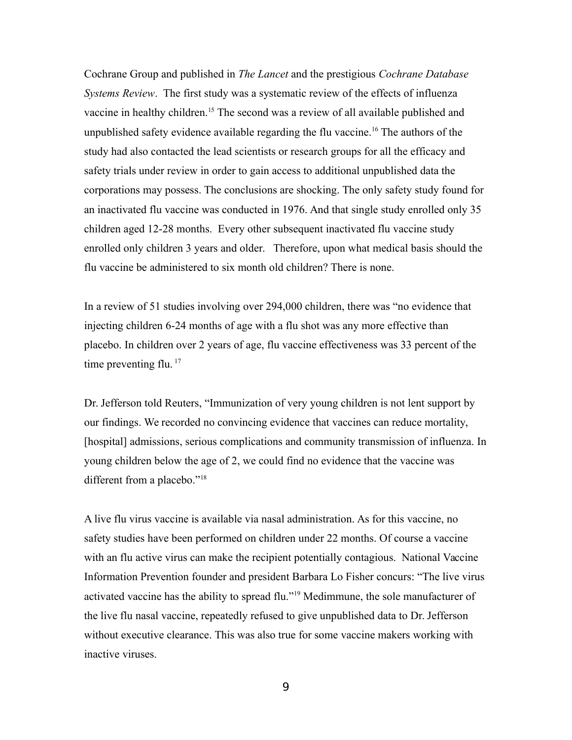Cochrane Group and published in *The Lancet* and the prestigious *Cochrane Database Systems Review*. The first study was a systematic review of the effects of influenza vaccine in healthy children.[15] The second was a review of all available published and unpublished safety evidence available regarding the flu vaccine.[16] The authors of the study had also contacted the lead scientists or research groups for all the efficacy and safety trials under review in order to gain access to additional unpublished data the corporations may possess. The conclusions are shocking. The only safety study found for an inactivated flu vaccine was conducted in 1976. And that single study enrolled only 35 children aged 12-28 months. Every other subsequent inactivated flu vaccine study enrolled only children 3 years and older. Therefore, upon what medical basis should the flu vaccine be administered to six month old children? There is none.

In a review of 51 studies involving over 294,000 children, there was "no evidence that injecting children 6-24 months of age with a flu shot was any more effective than placebo. In children over 2 years of age, flu vaccine effectiveness was 33 percent of the time preventing flu. [17]

Dr. Jefferson told Reuters, "Immunization of very young children is not lent support by our findings. We recorded no convincing evidence that vaccines can reduce mortality, [hospital] admissions, serious complications and community transmission of influenza. In young children below the age of 2, we could find no evidence that the vaccine was different from a placebo."[18]

A live flu virus vaccine is available via nasal administration. As for this vaccine, no safety studies have been performed on children under 22 months. Of course a vaccine with an flu active virus can make the recipient potentially contagious. National Vaccine Information Prevention founder and president Barbara Lo Fisher concurs: "The live virus activated vaccine has the ability to spread flu."[19] Medimmune, the sole manufacturer of the live flu nasal vaccine, repeatedly refused to give unpublished data to Dr. Jefferson without executive clearance. This was also true for some vaccine makers working with inactive viruses.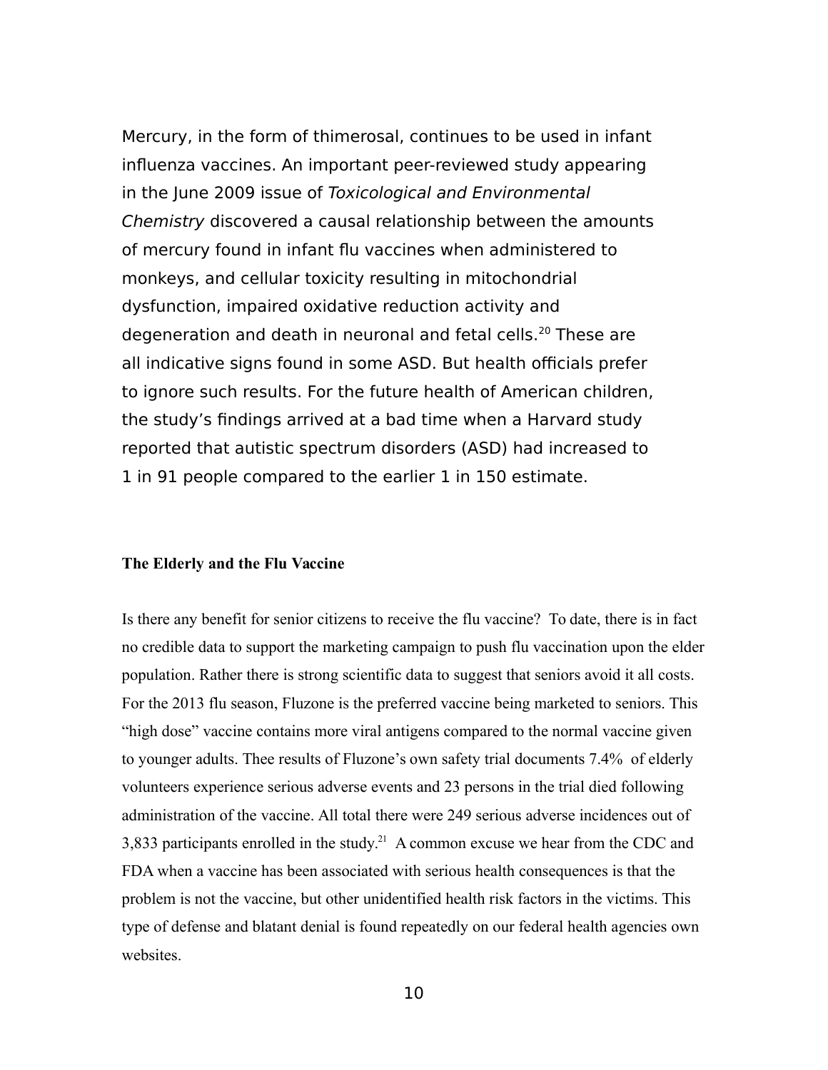Mercury, in the form of thimerosal, continues to be used in infant influenza vaccines. An important peer-reviewed study appearing in the June 2009 issue of *Toxicological and Environmental Chemistry* discovered a causal relationship between the amounts of mercury found in infant flu vaccines when administered to monkeys, and cellular toxicity resulting in mitochondrial dysfunction, impaired oxidative reduction activity and degeneration and death in neuronal and fetal cells.[20] These are all indicative signs found in some ASD. But health officials prefer to ignore such results. For the future health of American children, the study's findings arrived at a bad time when a Harvard study reported that autistic spectrum disorders (ASD) had increased to 1 in 91 people compared to the earlier 1 in 150 estimate.

**The Elderly and the Flu Vaccine**

Is there any benefit for senior citizens to receive the flu vaccine? To date, there is in fact no credible data to support the marketing campaign to push flu vaccination upon the elder population. Rather there is strong scientific data to suggest that seniors avoid it all costs. For the 2013 flu season, Fluzone is the preferred vaccine being marketed to seniors. This "high dose" vaccine contains more viral antigens compared to the normal vaccine given to younger adults. Thee results of Fluzone's own safety trial documents 7.4% of elderly volunteers experience serious adverse events and 23 persons in the trial died following administration of the vaccine. All total there were 249 serious adverse incidences out of 3,833 participants enrolled in the study.[21] A common excuse we hear from the CDC and FDA when a vaccine has been associated with serious health consequences is that the problem is not the vaccine, but other unidentified health risk factors in the victims. This type of defense and blatant denial is found repeatedly on our federal health agencies own websites.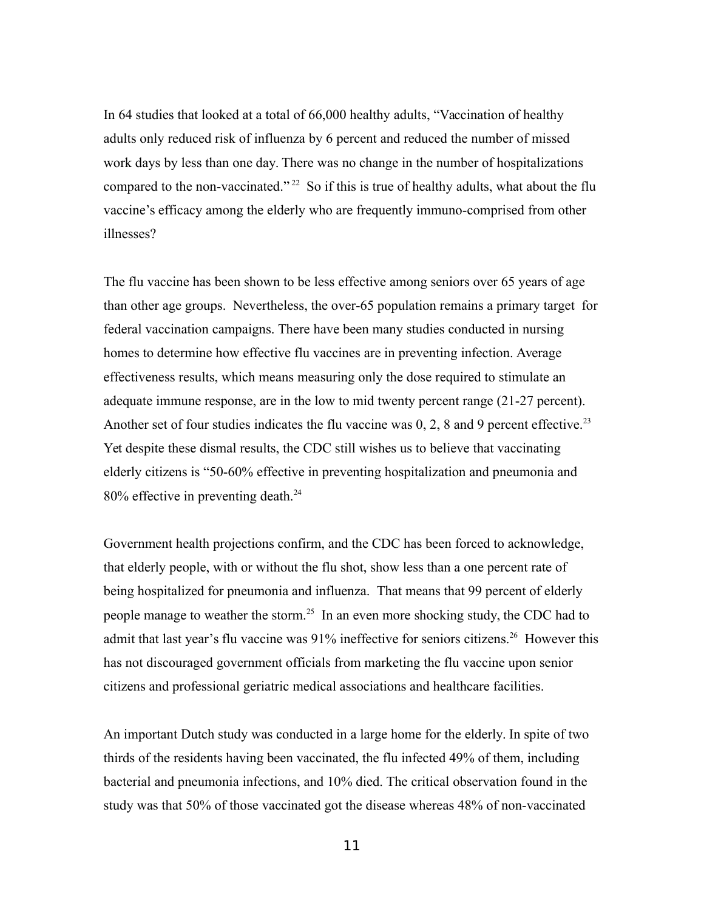In 64 studies that looked at a total of 66,000 healthy adults, "Vaccination of healthy adults only reduced risk of influenza by 6 percent and reduced the number of missed work days by less than one day. There was no change in the number of hospitalizations compared to the non-vaccinated."[22] So if this is true of healthy adults, what about the flu vaccine's efficacy among the elderly who are frequently immuno-comprised from other illnesses?

The flu vaccine has been shown to be less effective among seniors over 65 years of age than other age groups. Nevertheless, the over-65 population remains a primary target for federal vaccination campaigns. There have been many studies conducted in nursing homes to determine how effective flu vaccines are in preventing infection. Average effectiveness results, which means measuring only the dose required to stimulate an adequate immune response, are in the low to mid twenty percent range (21-27 percent). Another set of four studies indicates the flu vaccine was 0, 2, 8 and 9 percent effective.[23] Yet despite these dismal results, the CDC still wishes us to believe that vaccinating elderly citizens is "50-60% effective in preventing hospitalization and pneumonia and 80% effective in preventing death.[24]

Government health projections confirm, and the CDC has been forced to acknowledge, that elderly people, with or without the flu shot, show less than a one percent rate of being hospitalized for pneumonia and influenza. That means that 99 percent of elderly people manage to weather the storm.[25] In an even more shocking study, the CDC had to admit that last year's flu vaccine was 91% ineffective for seniors citizens.[26] However this has not discouraged government officials from marketing the flu vaccine upon senior citizens and professional geriatric medical associations and healthcare facilities.

An important Dutch study was conducted in a large home for the elderly. In spite of two thirds of the residents having been vaccinated, the flu infected 49% of them, including bacterial and pneumonia infections, and 10% died. The critical observation found in the study was that 50% of those vaccinated got the disease whereas 48% of non-vaccinated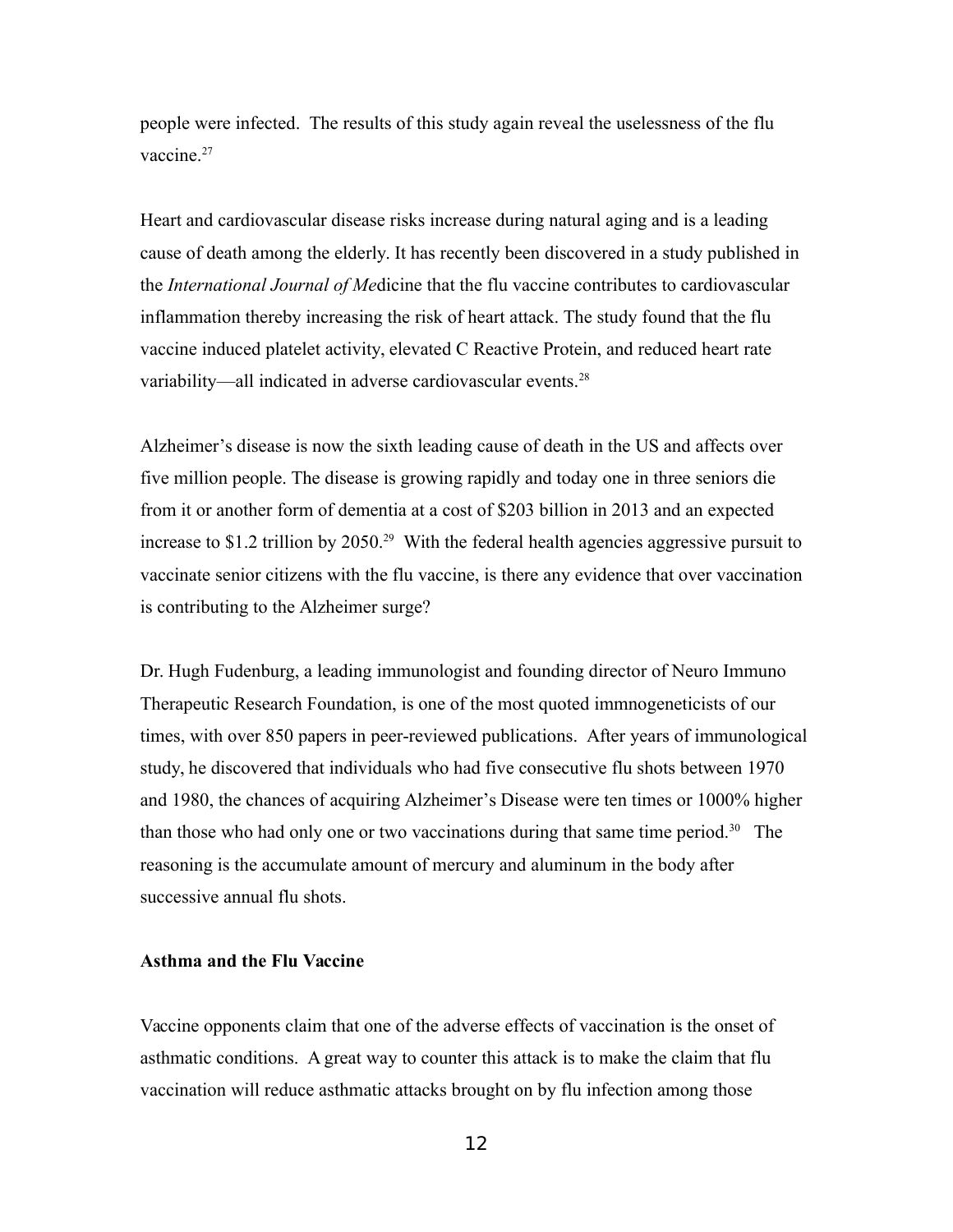people were infected. The results of this study again reveal the uselessness of the flu vaccine.[27]

Heart and cardiovascular disease risks increase during natural aging and is a leading cause of death among the elderly. It has recently been discovered in a study published in the *International Journal of Me*dicine that the flu vaccine contributes to cardiovascular inflammation thereby increasing the risk of heart attack. The study found that the flu vaccine induced platelet activity, elevated C Reactive Protein, and reduced heart rate variability—all indicated in adverse cardiovascular events.[28]

Alzheimer's disease is now the sixth leading cause of death in the US and affects over five million people. The disease is growing rapidly and today one in three seniors die from it or another form of dementia at a cost of $203 billion in 2013 and an expected increase to $1.2 trillion by 2050.[29] With the federal health agencies aggressive pursuit to vaccinate senior citizens with the flu vaccine, is there any evidence that over vaccination is contributing to the Alzheimer surge?

Dr. Hugh Fudenburg, a leading immunologist and founding director of Neuro Immuno Therapeutic Research Foundation, is one of the most quoted immnogeneticists of our times, with over 850 papers in peer-reviewed publications. After years of immunological study, he discovered that individuals who had five consecutive flu shots between 1970 and 1980, the chances of acquiring Alzheimer's Disease were ten times or 1000% higher than those who had only one or two vaccinations during that same time period.[30] The reasoning is the accumulate amount of mercury and aluminum in the body after successive annual flu shots.

**Asthma and the Flu Vaccine**

Vaccine opponents claim that one of the adverse effects of vaccination is the onset of asthmatic conditions. A great way to counter this attack is to make the claim that flu vaccination will reduce asthmatic attacks brought on by flu infection among those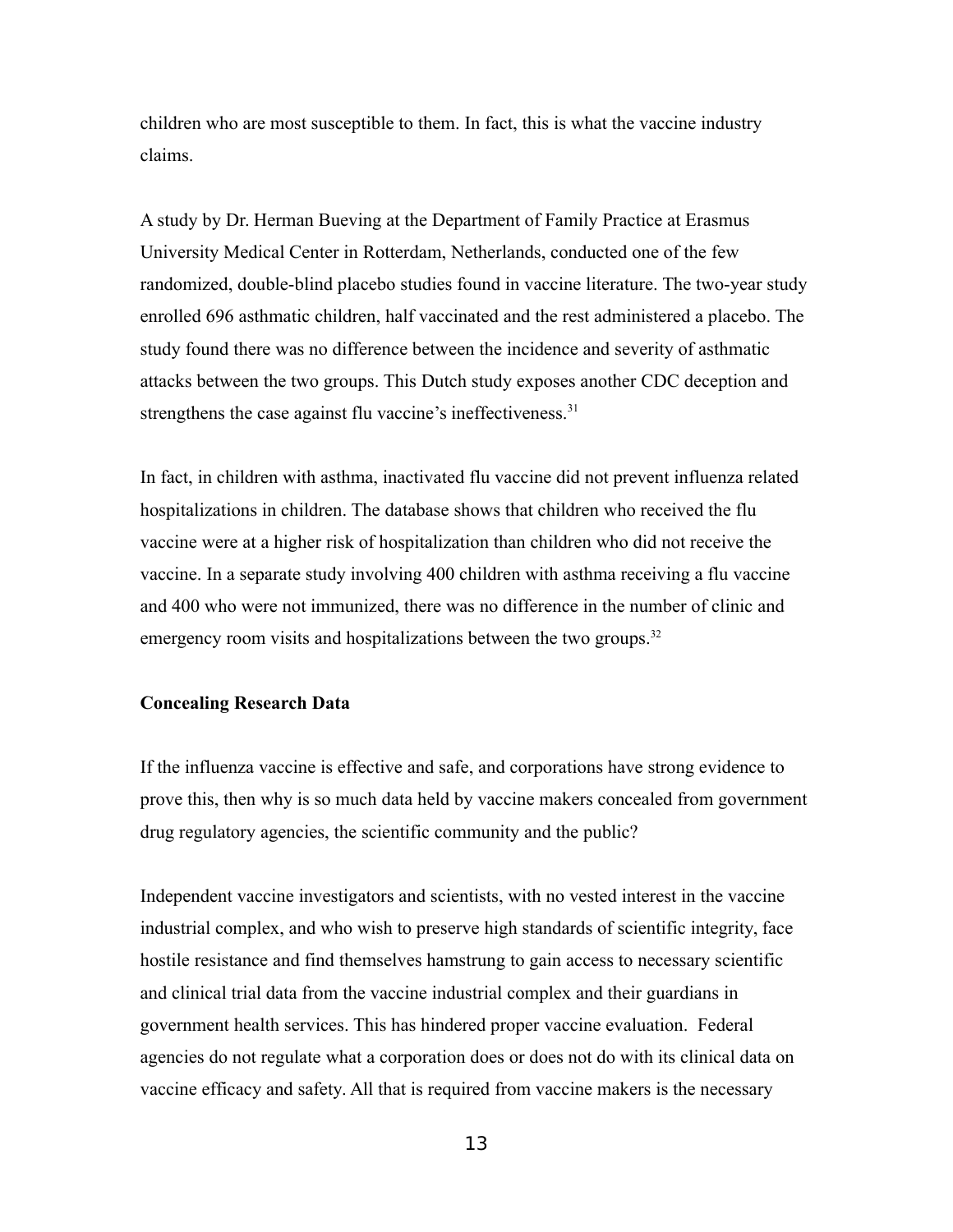children who are most susceptible to them. In fact, this is what the vaccine industry claims.

A study by Dr. Herman Bueving at the Department of Family Practice at Erasmus University Medical Center in Rotterdam, Netherlands, conducted one of the few randomized, double-blind placebo studies found in vaccine literature. The two-year study enrolled 696 asthmatic children, half vaccinated and the rest administered a placebo. The study found there was no difference between the incidence and severity of asthmatic attacks between the two groups. This Dutch study exposes another CDC deception and strengthens the case against flu vaccine's ineffectiveness.[31]

In fact, in children with asthma, inactivated flu vaccine did not prevent influenza related hospitalizations in children. The database shows that children who received the flu vaccine were at a higher risk of hospitalization than children who did not receive the vaccine. In a separate study involving 400 children with asthma receiving a flu vaccine and 400 who were not immunized, there was no difference in the number of clinic and emergency room visits and hospitalizations between the two groups.[32]

**Concealing Research Data**

If the influenza vaccine is effective and safe, and corporations have strong evidence to prove this, then why is so much data held by vaccine makers concealed from government drug regulatory agencies, the scientific community and the public?

Independent vaccine investigators and scientists, with no vested interest in the vaccine industrial complex, and who wish to preserve high standards of scientific integrity, face hostile resistance and find themselves hamstrung to gain access to necessary scientific and clinical trial data from the vaccine industrial complex and their guardians in government health services. This has hindered proper vaccine evaluation. Federal agencies do not regulate what a corporation does or does not do with its clinical data on vaccine efficacy and safety. All that is required from vaccine makers is the necessary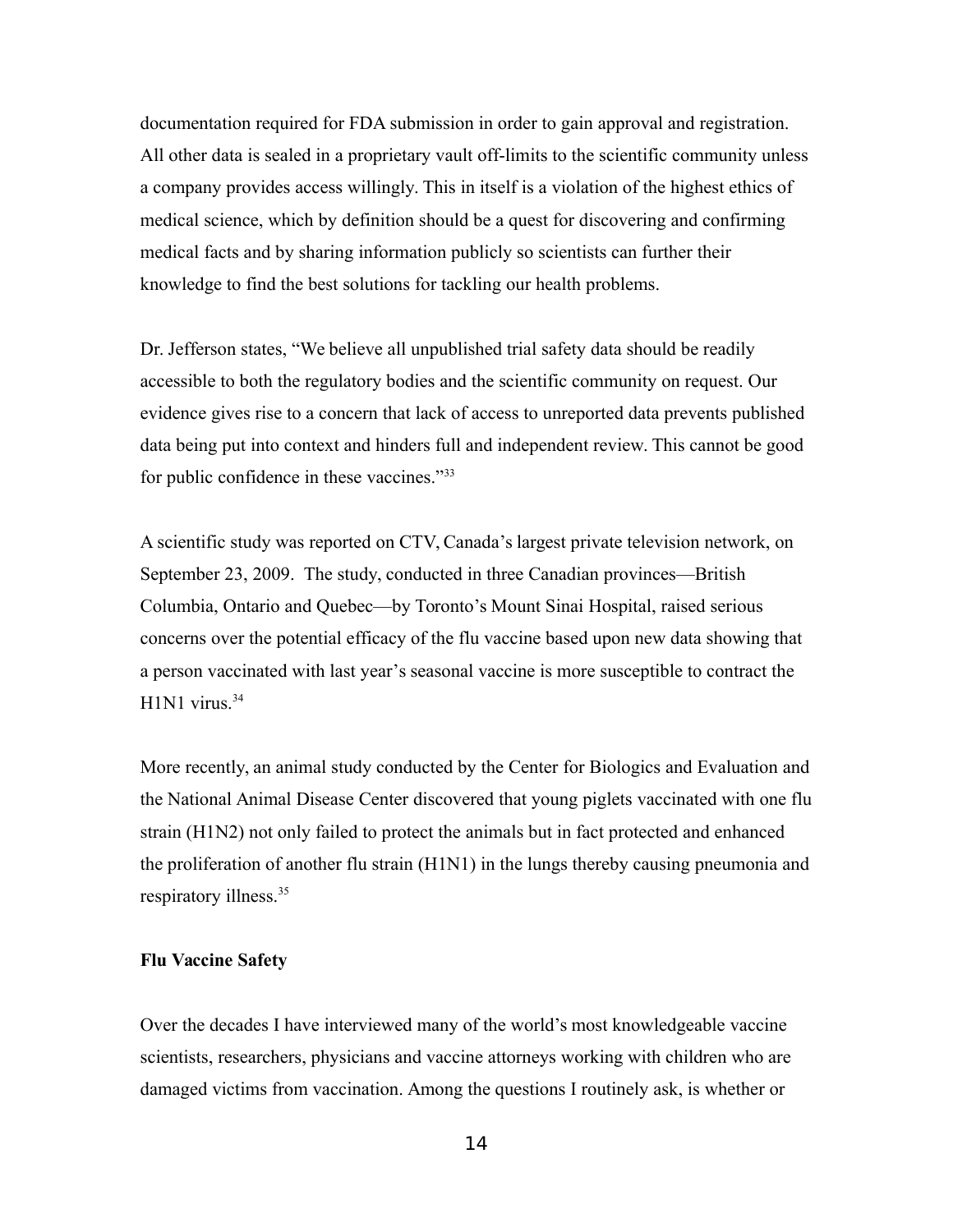documentation required for FDA submission in order to gain approval and registration. All other data is sealed in a proprietary vault off-limits to the scientific community unless a company provides access willingly. This in itself is a violation of the highest ethics of medical science, which by definition should be a quest for discovering and confirming medical facts and by sharing information publicly so scientists can further their knowledge to find the best solutions for tackling our health problems.

Dr. Jefferson states, "We believe all unpublished trial safety data should be readily accessible to both the regulatory bodies and the scientific community on request. Our evidence gives rise to a concern that lack of access to unreported data prevents published data being put into context and hinders full and independent review. This cannot be good for public confidence in these vaccines."[33]

A scientific study was reported on CTV, Canada's largest private television network, on September 23, 2009. The study, conducted in three Canadian provinces—British Columbia, Ontario and Quebec—by Toronto's Mount Sinai Hospital, raised serious concerns over the potential efficacy of the flu vaccine based upon new data showing that a person vaccinated with last year's seasonal vaccine is more susceptible to contract the H1N1 virus.[34]

More recently, an animal study conducted by the Center for Biologics and Evaluation and the National Animal Disease Center discovered that young piglets vaccinated with one flu strain (H1N2) not only failed to protect the animals but in fact protected and enhanced the proliferation of another flu strain (H1N1) in the lungs thereby causing pneumonia and respiratory illness.[35]

**Flu Vaccine Safety**

Over the decades I have interviewed many of the world's most knowledgeable vaccine scientists, researchers, physicians and vaccine attorneys working with children who are damaged victims from vaccination. Among the questions I routinely ask, is whether or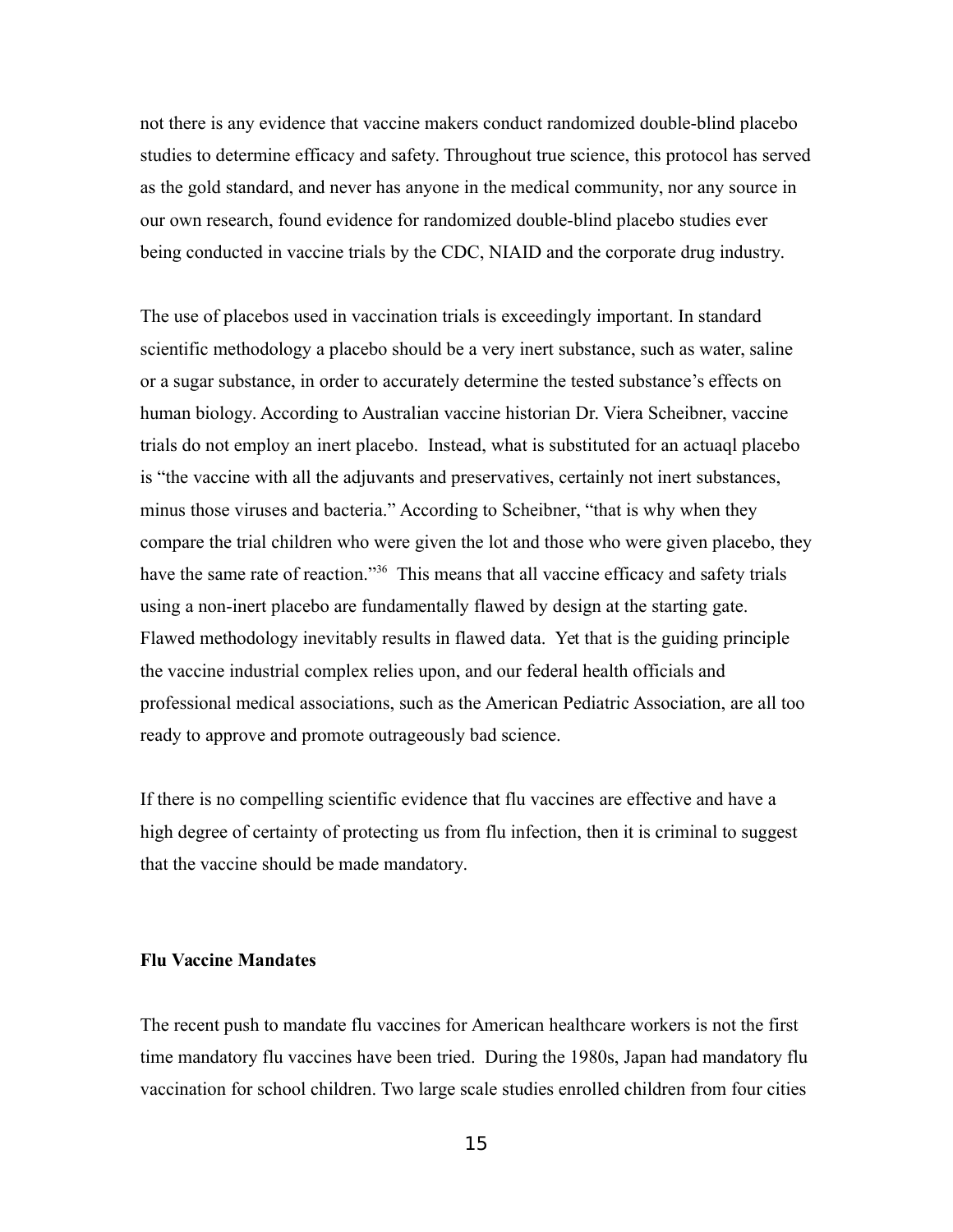not there is any evidence that vaccine makers conduct randomized double-blind placebo studies to determine efficacy and safety. Throughout true science, this protocol has served as the gold standard, and never has anyone in the medical community, nor any source in our own research, found evidence for randomized double-blind placebo studies ever being conducted in vaccine trials by the CDC, NIAID and the corporate drug industry.

The use of placebos used in vaccination trials is exceedingly important. In standard scientific methodology a placebo should be a very inert substance, such as water, saline or a sugar substance, in order to accurately determine the tested substance's effects on human biology. According to Australian vaccine historian Dr. Viera Scheibner, vaccine trials do not employ an inert placebo. Instead, what is substituted for an actuaql placebo is "the vaccine with all the adjuvants and preservatives, certainly not inert substances, minus those viruses and bacteria." According to Scheibner, "that is why when they compare the trial children who were given the lot and those who were given placebo, they have the same rate of reaction."[36] This means that all vaccine efficacy and safety trials using a non-inert placebo are fundamentally flawed by design at the starting gate. Flawed methodology inevitably results in flawed data. Yet that is the guiding principle the vaccine industrial complex relies upon, and our federal health officials and professional medical associations, such as the American Pediatric Association, are all too ready to approve and promote outrageously bad science.

If there is no compelling scientific evidence that flu vaccines are effective and have a high degree of certainty of protecting us from flu infection, then it is criminal to suggest that the vaccine should be made mandatory.

**Flu Vaccine Mandates**

The recent push to mandate flu vaccines for American healthcare workers is not the first time mandatory flu vaccines have been tried. During the 1980s, Japan had mandatory flu vaccination for school children. Two large scale studies enrolled children from four cities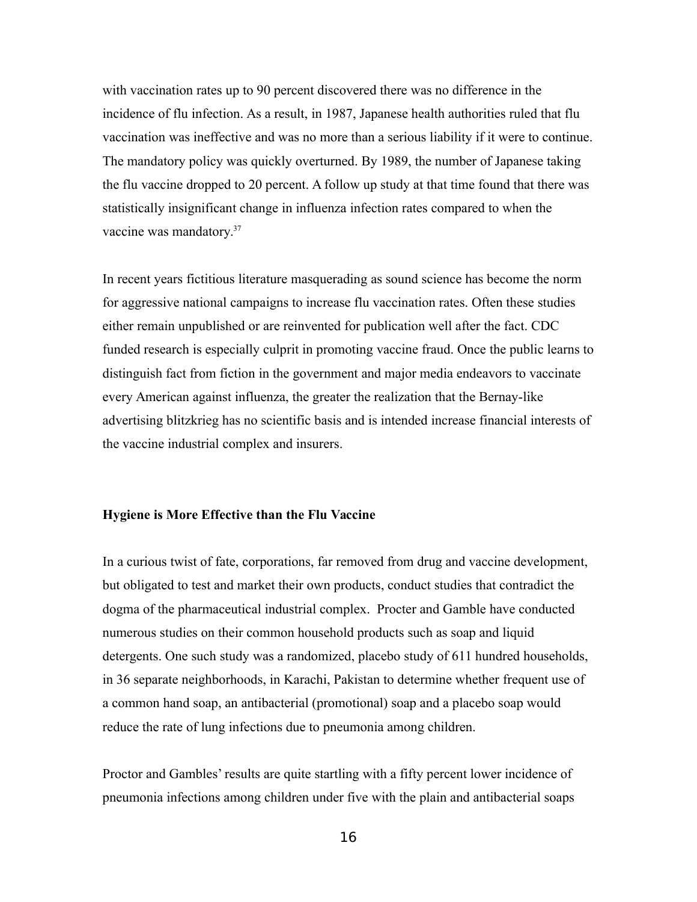with vaccination rates up to 90 percent discovered there was no difference in the incidence of flu infection. As a result, in 1987, Japanese health authorities ruled that flu vaccination was ineffective and was no more than a serious liability if it were to continue. The mandatory policy was quickly overturned. By 1989, the number of Japanese taking the flu vaccine dropped to 20 percent. A follow up study at that time found that there was statistically insignificant change in influenza infection rates compared to when the vaccine was mandatory.[37]

In recent years fictitious literature masquerading as sound science has become the norm for aggressive national campaigns to increase flu vaccination rates. Often these studies either remain unpublished or are reinvented for publication well after the fact. CDC funded research is especially culprit in promoting vaccine fraud. Once the public learns to distinguish fact from fiction in the government and major media endeavors to vaccinate every American against influenza, the greater the realization that the Bernay-like advertising blitzkrieg has no scientific basis and is intended increase financial interests of the vaccine industrial complex and insurers.

**Hygiene is More Effective than the Flu Vaccine**

In a curious twist of fate, corporations, far removed from drug and vaccine development, but obligated to test and market their own products, conduct studies that contradict the dogma of the pharmaceutical industrial complex. Procter and Gamble have conducted numerous studies on their common household products such as soap and liquid detergents. One such study was a randomized, placebo study of 611 hundred households, in 36 separate neighborhoods, in Karachi, Pakistan to determine whether frequent use of a common hand soap, an antibacterial (promotional) soap and a placebo soap would reduce the rate of lung infections due to pneumonia among children.

Proctor and Gambles' results are quite startling with a fifty percent lower incidence of pneumonia infections among children under five with the plain and antibacterial soaps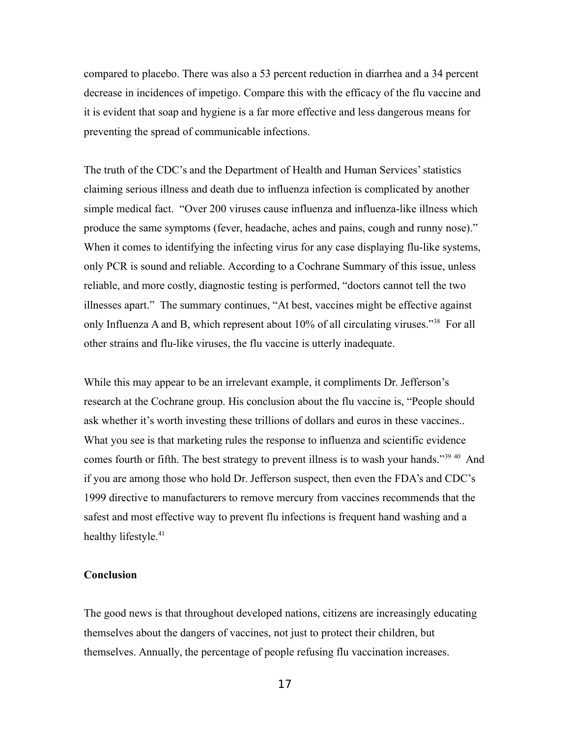compared to placebo. There was also a 53 percent reduction in diarrhea and a 34 percent decrease in incidences of impetigo. Compare this with the efficacy of the flu vaccine and it is evident that soap and hygiene is a far more effective and less dangerous means for preventing the spread of communicable infections.

The truth of the CDC's and the Department of Health and Human Services' statistics claiming serious illness and death due to influenza infection is complicated by another simple medical fact. "Over 200 viruses cause influenza and influenza-like illness which produce the same symptoms (fever, headache, aches and pains, cough and runny nose)." When it comes to identifying the infecting virus for any case displaying flu-like systems, only PCR is sound and reliable. According to a Cochrane Summary of this issue, unless reliable, and more costly, diagnostic testing is performed, "doctors cannot tell the two illnesses apart." The summary continues, "At best, vaccines might be effective against only Influenza A and B, which represent about 10% of all circulating viruses."[38] For all other strains and flu-like viruses, the flu vaccine is utterly inadequate.

While this may appear to be an irrelevant example, it compliments Dr. Jefferson's research at the Cochrane group. His conclusion about the flu vaccine is, "People should ask whether it's worth investing these trillions of dollars and euros in these vaccines.. What you see is that marketing rules the response to influenza and scientific evidence comes fourth or fifth. The best strategy to prevent illness is to wash your hands."[39] [40] And if you are among those who hold Dr. Jefferson suspect, then even the FDA's and CDC's 1999 directive to manufacturers to remove mercury from vaccines recommends that the safest and most effective way to prevent flu infections is frequent hand washing and a healthy lifestyle.[41]

**Conclusion**

The good news is that throughout developed nations, citizens are increasingly educating themselves about the dangers of vaccines, not just to protect their children, but themselves. Annually, the percentage of people refusing flu vaccination increases.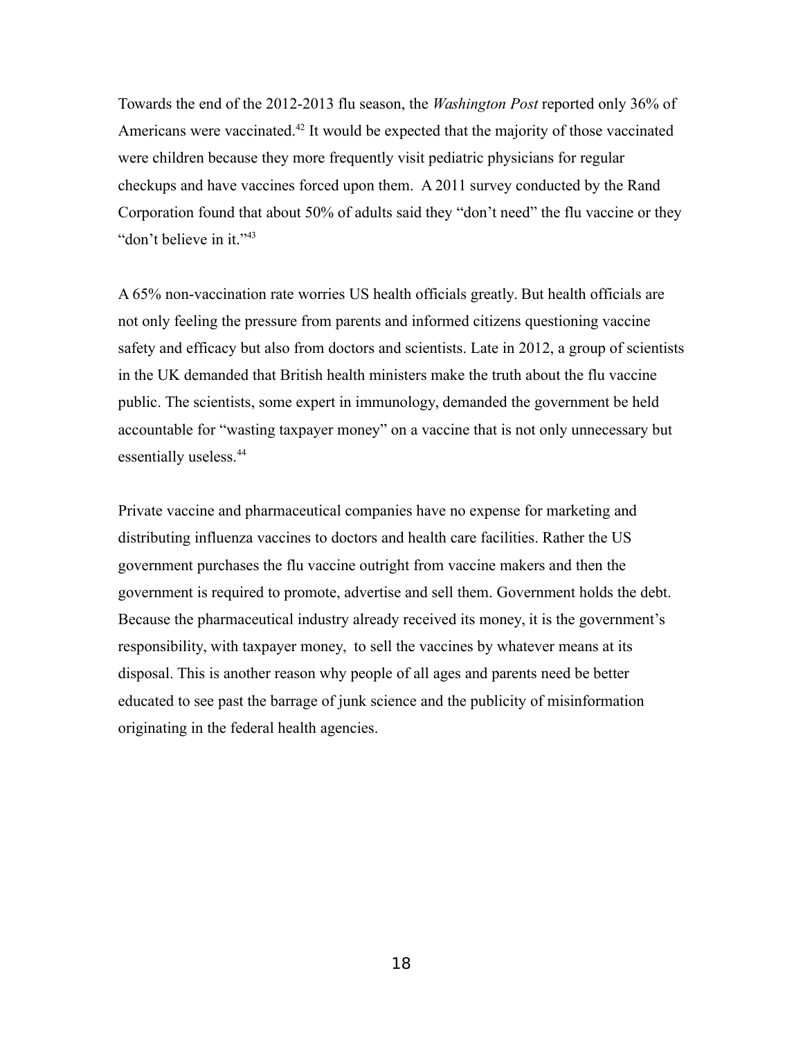Towards the end of the 2012-2013 flu season, the *Washington Post* reported only 36% of Americans were vaccinated.[42] It would be expected that the majority of those vaccinated were children because they more frequently visit pediatric physicians for regular checkups and have vaccines forced upon them.  A 2011 survey conducted by the Rand Corporation found that about 50% of adults said they "don't need" the flu vaccine or they "don't believe in it."[43]

A 65% non-vaccination rate worries US health officials greatly. But health officials are not only feeling the pressure from parents and informed citizens questioning vaccine safety and efficacy but also from doctors and scientists. Late in 2012, a group of scientists in the UK demanded that British health ministers make the truth about the flu vaccine public. The scientists, some expert in immunology, demanded the government be held accountable for "wasting taxpayer money" on a vaccine that is not only unnecessary but essentially useless.[44]

Private vaccine and pharmaceutical companies have no expense for marketing and distributing influenza vaccines to doctors and health care facilities. Rather the US government purchases the flu vaccine outright from vaccine makers and then the government is required to promote, advertise and sell them. Government holds the debt. Because the pharmaceutical industry already received its money, it is the government's responsibility, with taxpayer money,  to sell the vaccines by whatever means at its disposal. This is another reason why people of all ages and parents need be better educated to see past the barrage of junk science and the publicity of misinformation originating in the federal health agencies.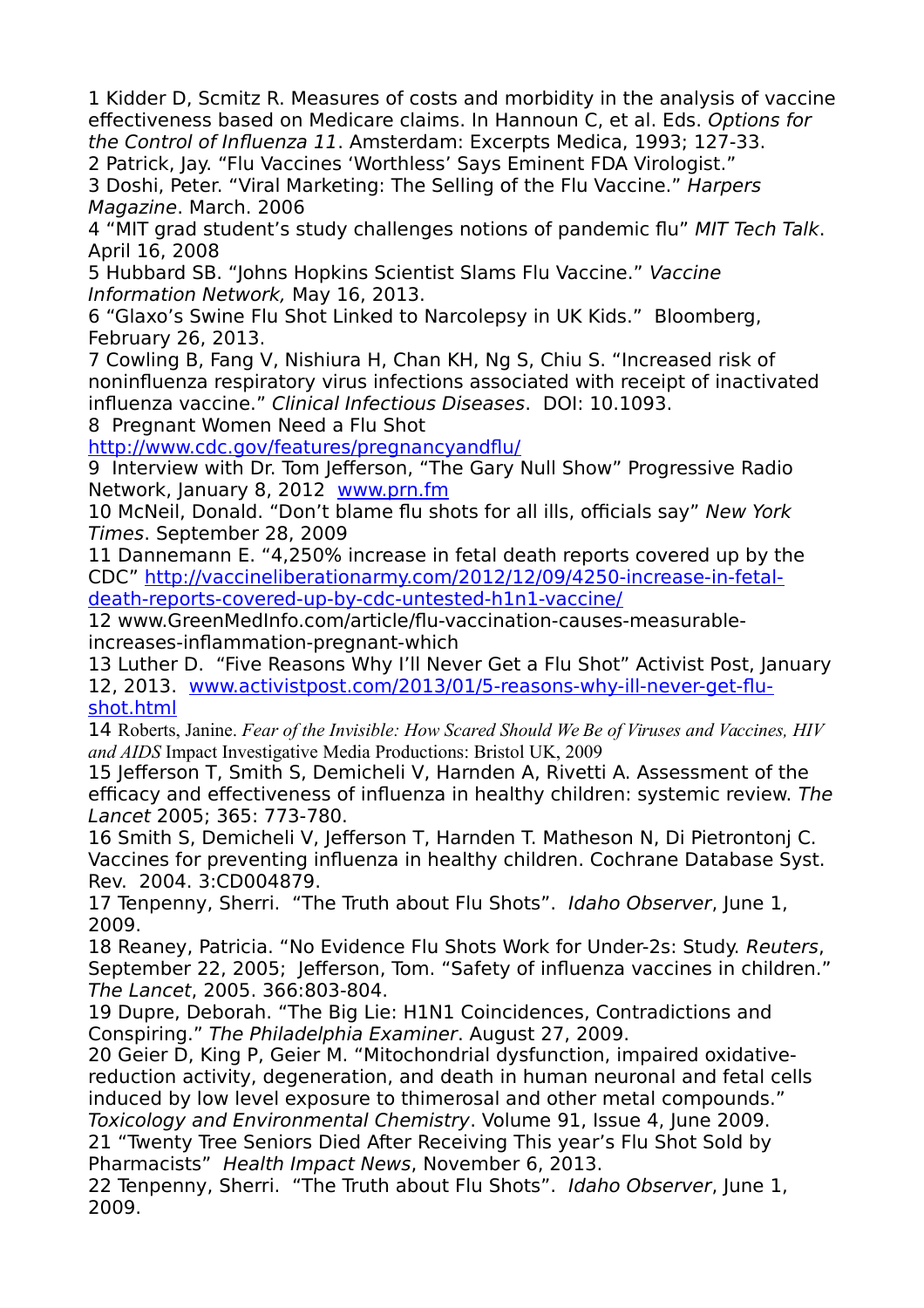1 Kidder D, Scmitz R. Measures of costs and morbidity in the analysis of vaccine effectiveness based on Medicare claims. In Hannoun C, et al. Eds. *Options for the Control of Influenza 11*. Amsterdam: Excerpts Medica, 1993; 127-33.
2 Patrick, Jay. "Flu Vaccines 'Worthless' Says Eminent FDA Virologist."
3 Doshi, Peter. "Viral Marketing: The Selling of the Flu Vaccine." *Harpers Magazine*. March. 2006
4 "MIT grad student's study challenges notions of pandemic flu" *MIT Tech Talk*. April 16, 2008
5 Hubbard SB. "Johns Hopkins Scientist Slams Flu Vaccine." *Vaccine Information Network,* May 16, 2013.
6 "Glaxo's Swine Flu Shot Linked to Narcolepsy in UK Kids." Bloomberg, February 26, 2013.
7 Cowling B, Fang V, Nishiura H, Chan KH, Ng S, Chiu S. "Increased risk of noninfluenza respiratory virus infections associated with receipt of inactivated influenza vaccine." *Clinical Infectious Diseases*. DOI: 10.1093.
8 Pregnant Women Need a Flu Shot http://www.cdc.gov/features/pregnancyandflu/
9 Interview with Dr. Tom Jefferson, "The Gary Null Show" Progressive Radio Network, January 8, 2012 www.prn.fm
10 McNeil, Donald. "Don't blame flu shots for all ills, officials say" *New York Times*. September 28, 2009
11 Dannemann E. "4,250% increase in fetal death reports covered up by the CDC" http://vaccineliberationarmy.com/2012/12/09/4250-increase-in-fetal-death-reports-covered-up-by-cdc-untested-h1n1-vaccine/
12 www.GreenMedInfo.com/article/flu-vaccination-causes-measurable-increases-inflammation-pregnant-which
13 Luther D. "Five Reasons Why I'll Never Get a Flu Shot" Activist Post, January 12, 2013. www.activistpost.com/2013/01/5-reasons-why-ill-never-get-flu-shot.html
14 Roberts, Janine. *Fear of the Invisible: How Scared Should We Be of Viruses and Vaccines, HIV and AIDS* Impact Investigative Media Productions: Bristol UK, 2009
15 Jefferson T, Smith S, Demicheli V, Harnden A, Rivetti A. Assessment of the efficacy and effectiveness of influenza in healthy children: systemic review. *The Lancet* 2005; 365: 773-780.
16 Smith S, Demicheli V, Jefferson T, Harnden T. Matheson N, Di Pietrontonj C. Vaccines for preventing influenza in healthy children. Cochrane Database Syst. Rev. 2004. 3:CD004879.
17 Tenpenny, Sherri. "The Truth about Flu Shots". *Idaho Observer*, June 1, 2009.
18 Reaney, Patricia. "No Evidence Flu Shots Work for Under-2s: Study. *Reuters*, September 22, 2005; Jefferson, Tom. "Safety of influenza vaccines in children." *The Lancet*, 2005. 366:803-804.
19 Dupre, Deborah. "The Big Lie: H1N1 Coincidences, Contradictions and Conspiring." *The Philadelphia Examiner*. August 27, 2009.
20 Geier D, King P, Geier M. "Mitochondrial dysfunction, impaired oxidative-reduction activity, degeneration, and death in human neuronal and fetal cells induced by low level exposure to thimerosal and other metal compounds." *Toxicology and Environmental Chemistry*. Volume 91, Issue 4, June 2009.
21 "Twenty Tree Seniors Died After Receiving This year's Flu Shot Sold by Pharmacists" *Health Impact News*, November 6, 2013.
22 Tenpenny, Sherri. "The Truth about Flu Shots". *Idaho Observer*, June 1, 2009.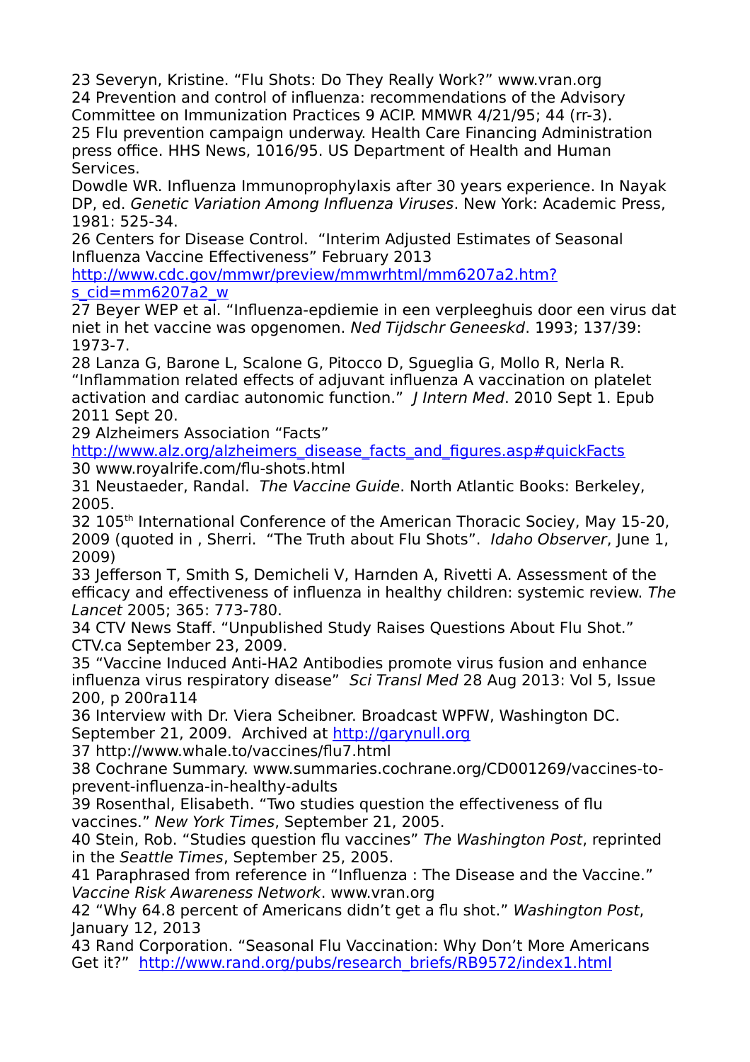23 Severyn, Kristine. "Flu Shots: Do They Really Work?" www.vran.org

24 Prevention and control of influenza: recommendations of the Advisory Committee on Immunization Practices 9 ACIP. MMWR 4/21/95; 44 (rr-3).

25 Flu prevention campaign underway. Health Care Financing Administration press office. HHS News, 1016/95. US Department of Health and Human Services.

Dowdle WR. Influenza Immunoprophylaxis after 30 years experience. In Nayak DP, ed. *Genetic Variation Among Influenza Viruses*. New York: Academic Press, 1981: 525-34.

26 Centers for Disease Control. "Interim Adjusted Estimates of Seasonal Influenza Vaccine Effectiveness" February 2013 [http://www.cdc.gov/mmwr/preview/mmwrhtml/mm6207a2.htm?s_cid=mm6207a2_w](http://www.cdc.gov/mmwr/preview/mmwrhtml/mm6207a2.htm?s_cid=mm6207a2_w)

27 Beyer WEP et al. "Influenza-epdiemie in een verpleeghuis door een virus dat niet in het vaccine was opgenomen. *Ned Tijdschr Geneeskd*. 1993; 137/39: 1973-7.

28 Lanza G, Barone L, Scalone G, Pitocco D, Sgueglia G, Mollo R, Nerla R. "Inflammation related effects of adjuvant influenza A vaccination on platelet activation and cardiac autonomic function." *J Intern Med*. 2010 Sept 1. Epub 2011 Sept 20.

29 Alzheimers Association "Facts" [http://www.alz.org/alzheimers_disease_facts_and_figures.asp#quickFacts](http://www.alz.org/alzheimers_disease_facts_and_figures.asp#quickFacts)

30 www.royalrife.com/flu-shots.html

31 Neustaeder, Randal. *The Vaccine Guide*. North Atlantic Books: Berkeley, 2005.

32 105th International Conference of the American Thoracic Sociey, May 15-20, 2009 (quoted in , Sherri. "The Truth about Flu Shots". *Idaho Observer*, June 1, 2009)

33 Jefferson T, Smith S, Demicheli V, Harnden A, Rivetti A. Assessment of the efficacy and effectiveness of influenza in healthy children: systemic review. *The Lancet* 2005; 365: 773-780.

34 CTV News Staff. "Unpublished Study Raises Questions About Flu Shot." CTV.ca September 23, 2009.

35 "Vaccine Induced Anti-HA2 Antibodies promote virus fusion and enhance influenza virus respiratory disease" *Sci Transl Med* 28 Aug 2013: Vol 5, Issue 200, p 200ra114

36 Interview with Dr. Viera Scheibner. Broadcast WPFW, Washington DC. September 21, 2009. Archived at [http://garynull.org](http://garynull.org)

37 http://www.whale.to/vaccines/flu7.html

38 Cochrane Summary. www.summaries.cochrane.org/CD001269/vaccines-to-prevent-influenza-in-healthy-adults

39 Rosenthal, Elisabeth. "Two studies question the effectiveness of flu vaccines." *New York Times*, September 21, 2005.

40 Stein, Rob. "Studies question flu vaccines" *The Washington Post*, reprinted in the *Seattle Times*, September 25, 2005.

41 Paraphrased from reference in "Influenza : The Disease and the Vaccine." *Vaccine Risk Awareness Network*. www.vran.org

42 "Why 64.8 percent of Americans didn't get a flu shot." *Washington Post*, January 12, 2013

43 Rand Corporation. "Seasonal Flu Vaccination: Why Don't More Americans Get it?" [http://www.rand.org/pubs/research_briefs/RB9572/index1.html](http://www.rand.org/pubs/research_briefs/RB9572/index1.html)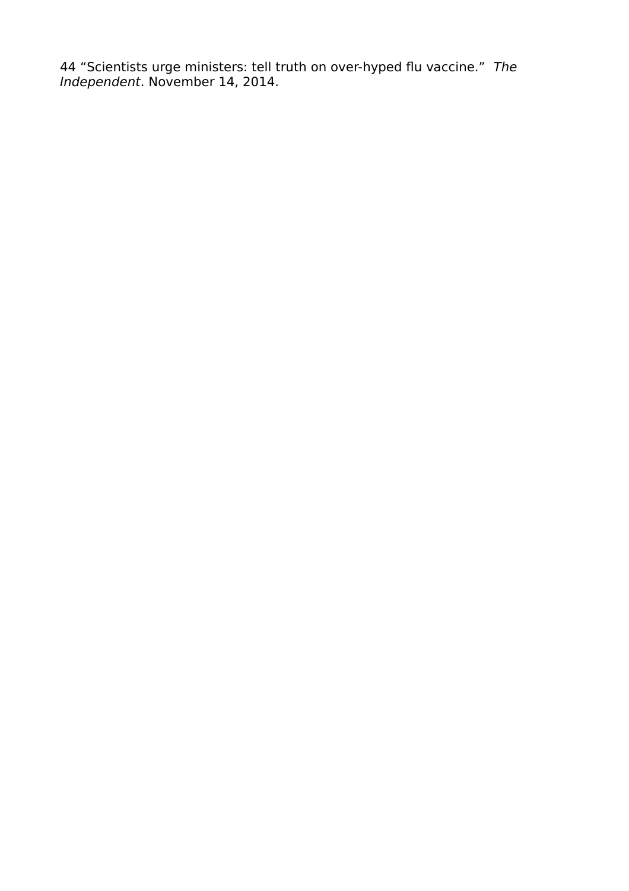44 “Scientists urge ministers: tell truth on over-hyped flu vaccine.” *The Independent*. November 14, 2014.